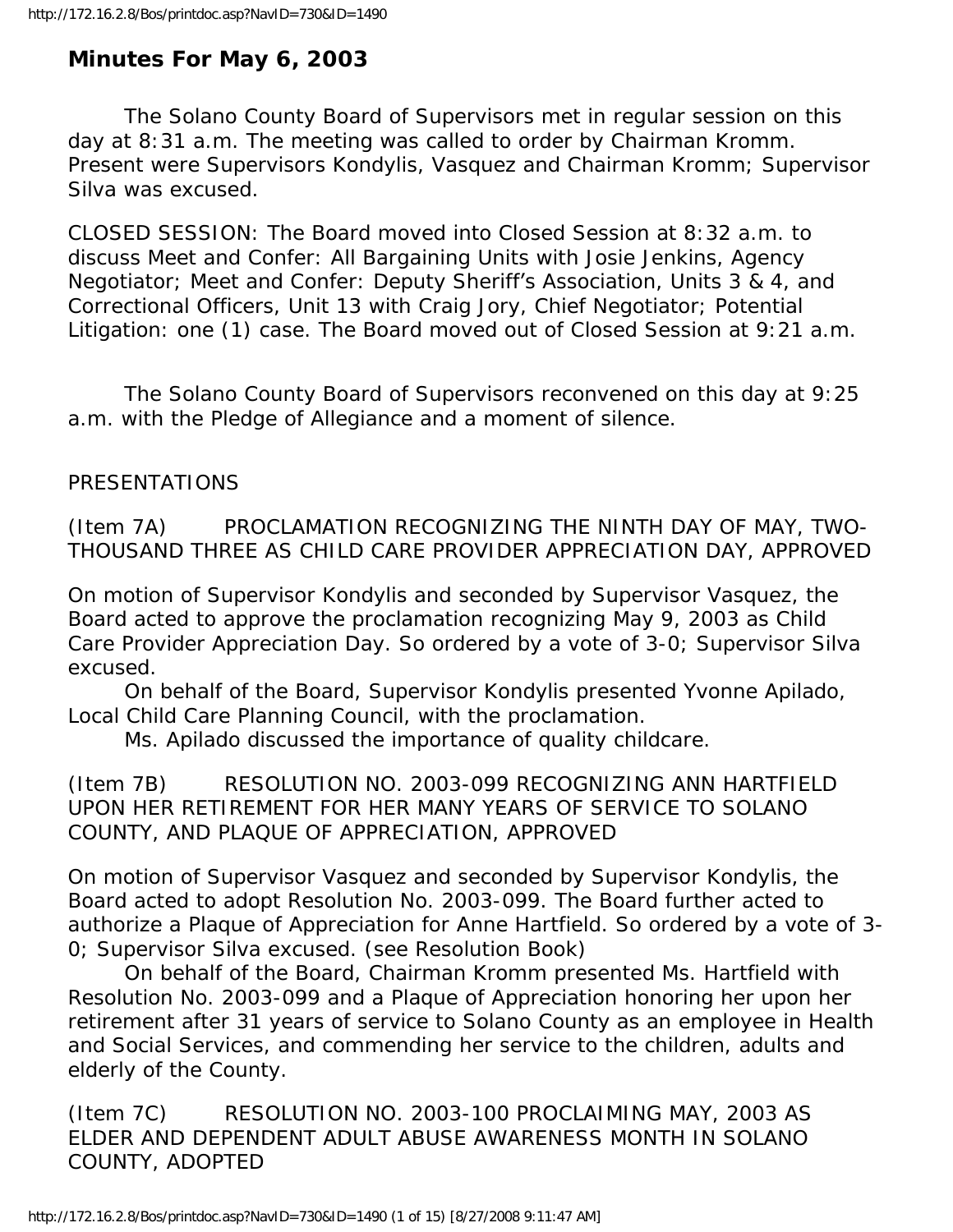# Minutes For May 6, 2003

The Solano County Board of Supervisors met in regular session on this day at 8:31 a.m. The meeting was called to order by Chairman Kromm. Present were Supervisors Kondylis, Vasquez and Chairman Kromm; Supervisor Silva was excused.

CLOSED SESSION: The Board moved into Closed Session at 8:32 a.m. to discuss Meet and Confer: All Bargaining Units with Josie Jenkins, Agency Negotiator; Meet and Confer: Deputy Sheriff's Association, Units 3 & 4, and Correctional Officers, Unit 13 with Craig Jory, Chief Negotiator; Potential Litigation: one (1) case. The Board moved out of Closed Session at 9:21 a.m.

The Solano County Board of Supervisors reconvened on this day at 9:25 a.m. with the Pledge of Allegiance and a moment of silence.

PRESENTATIONS

(Item 7A) PROCLAMATION RECOGNIZING THE NINTH DAY OF MAY, TWO-THOUSAND THREE AS CHILD CARE PROVIDER APPRECIATION DAY, APPROVED

On motion of Supervisor Kondylis and seconded by Supervisor Vasquez, the Board acted to approve the proclamation recognizing May 9, 2003 as Child Care Provider Appreciation Day. So ordered by a vote of 3-0; Supervisor Silva excused.

On behalf of the Board, Supervisor Kondylis presented Yvonne Apilado, Local Child Care Planning Council, with the proclamation.

Ms. Apilado discussed the importance of quality childcare.

(Item 7B) RESOLUTION NO. 2003-099 RECOGNIZING ANN HARTFIELD UPON HER RETIREMENT FOR HER MANY YEARS OF SERVICE TO SOLANO COUNTY, AND PLAQUE OF APPRECIATION, APPROVED

On motion of Supervisor Vasquez and seconded by Supervisor Kondylis, the Board acted to adopt Resolution No. 2003-099. The Board further acted to authorize a Plaque of Appreciation for Anne Hartfield. So ordered by a vote of 3-0; Supervisor Silva excused. (see Resolution Book)

On behalf of the Board, Chairman Kromm presented Ms. Hartfield with Resolution No. 2003-099 and a Plaque of Appreciation honoring her upon her retirement after 31 years of service to Solano County as an employee in Health and Social Services, and commending her service to the children, adults and elderly of the County.

(Item 7C) RESOLUTION NO. 2003-100 PROCLAIMING MAY, 2003 AS ELDER AND DEPENDENT ADULT ABUSE AWARENESS MONTH IN SOLANO COUNTY, ADOPTED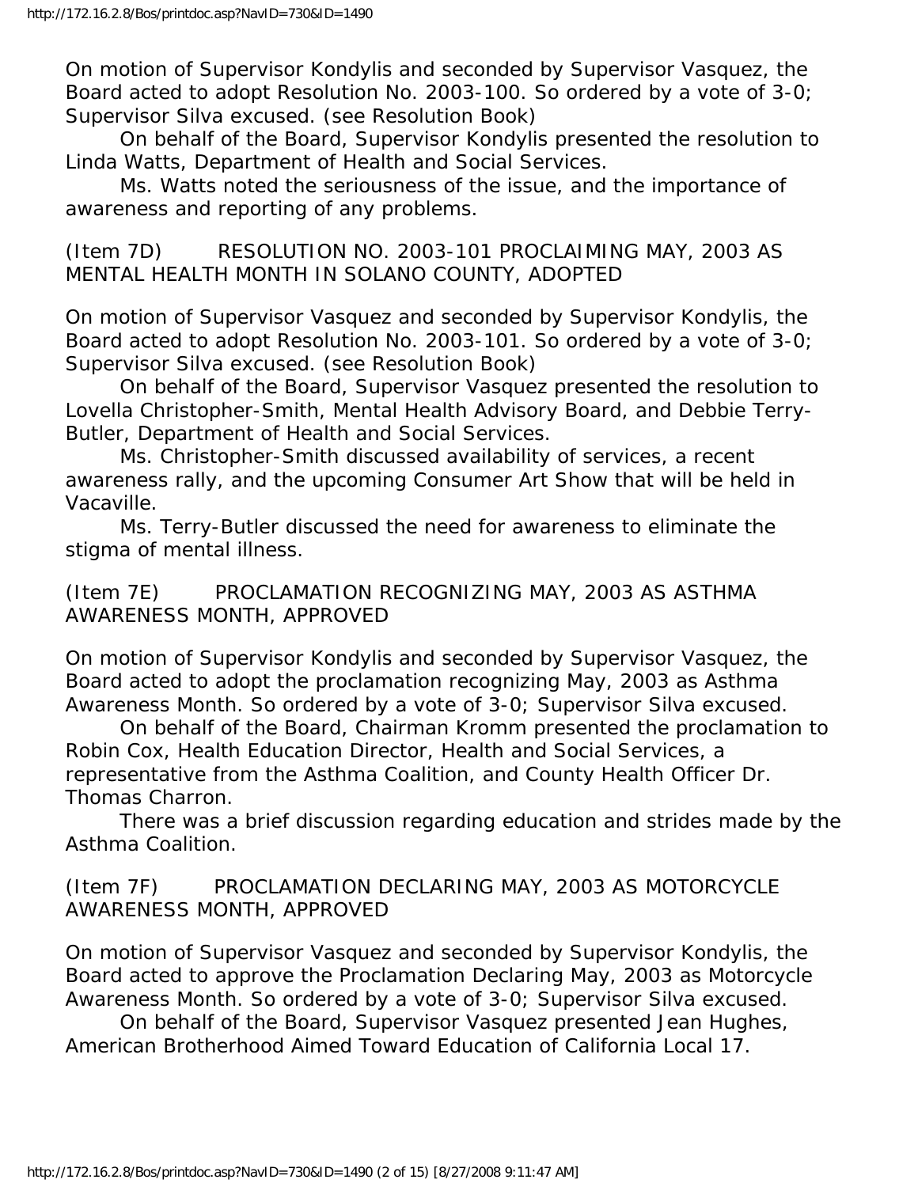On motion of Supervisor Kondylis and seconded by Supervisor Vasquez, the Board acted to adopt Resolution No. 2003-100. So ordered by a vote of 3-0; Supervisor Silva excused. (see Resolution Book)

On behalf of the Board, Supervisor Kondylis presented the resolution to Linda Watts, Department of Health and Social Services.

Ms. Watts noted the seriousness of the issue, and the importance of awareness and reporting of any problems.

(Item 7D) RESOLUTION NO. 2003-101 PROCLAIMING MAY, 2003 AS MENTAL HEALTH MONTH IN SOLANO COUNTY, ADOPTED

On motion of Supervisor Vasquez and seconded by Supervisor Kondylis, the Board acted to adopt Resolution No. 2003-101. So ordered by a vote of 3-0; Supervisor Silva excused. (see Resolution Book)

On behalf of the Board, Supervisor Vasquez presented the resolution to Lovella Christopher-Smith, Mental Health Advisory Board, and Debbie Terry-Butler, Department of Health and Social Services.

Ms. Christopher-Smith discussed availability of services, a recent awareness rally, and the upcoming Consumer Art Show that will be held in Vacaville.

Ms. Terry-Butler discussed the need for awareness to eliminate the stigma of mental illness.

(Item 7E) PROCLAMATION RECOGNIZING MAY, 2003 AS ASTHMA AWARENESS MONTH, APPROVED

On motion of Supervisor Kondylis and seconded by Supervisor Vasquez, the Board acted to adopt the proclamation recognizing May, 2003 as Asthma Awareness Month. So ordered by a vote of 3-0; Supervisor Silva excused.

On behalf of the Board, Chairman Kromm presented the proclamation to Robin Cox, Health Education Director, Health and Social Services, a representative from the Asthma Coalition, and County Health Officer Dr. Thomas Charron.

There was a brief discussion regarding education and strides made by the Asthma Coalition.

(Item 7F) PROCLAMATION DECLARING MAY, 2003 AS MOTORCYCLE AWARENESS MONTH, APPROVED

On motion of Supervisor Vasquez and seconded by Supervisor Kondylis, the Board acted to approve the Proclamation Declaring May, 2003 as Motorcycle Awareness Month. So ordered by a vote of 3-0; Supervisor Silva excused.

On behalf of the Board, Supervisor Vasquez presented Jean Hughes, American Brotherhood Aimed Toward Education of California Local 17.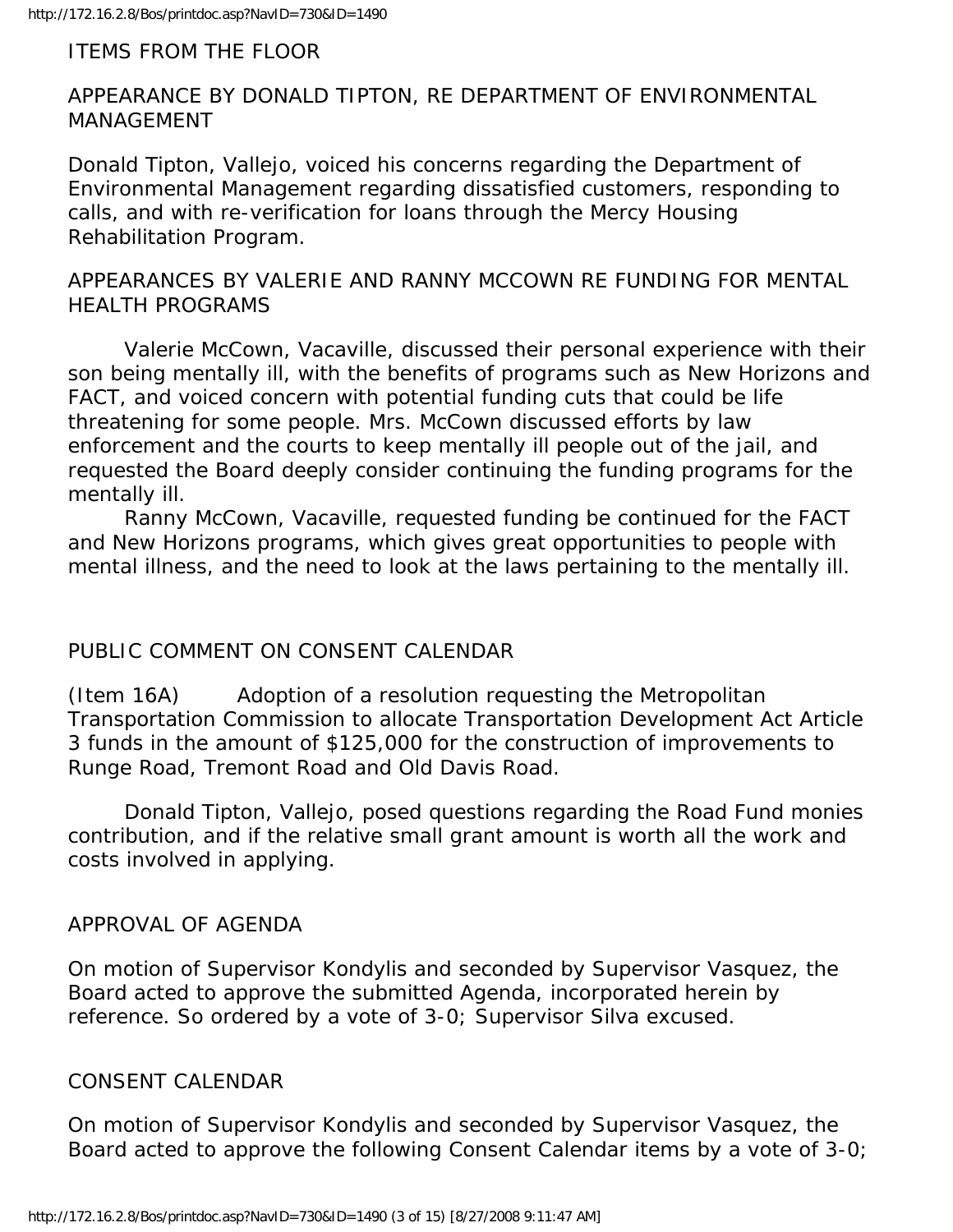ITEMS FROM THE FLOOR

APPEARANCE BY DONALD TIPTON, RE DEPARTMENT OF ENVIRONMENTAL MANAGEMENT

Donald Tipton, Vallejo, voiced his concerns regarding the Department of Environmental Management regarding dissatisfied customers, responding to calls, and with re-verification for loans through the Mercy Housing Rehabilitation Program.

APPEARANCES BY VALERIE AND RANNY MCCOWN RE FUNDING FOR MENTAL HEALTH PROGRAMS

Valerie McCown, Vacaville, discussed their personal experience with their son being mentally ill, with the benefits of programs such as New Horizons and FACT, and voiced concern with potential funding cuts that could be life threatening for some people. Mrs. McCown discussed efforts by law enforcement and the courts to keep mentally ill people out of the jail, and requested the Board deeply consider continuing the funding programs for the mentally ill.

Ranny McCown, Vacaville, requested funding be continued for the FACT and New Horizons programs, which gives great opportunities to people with mental illness, and the need to look at the laws pertaining to the mentally ill.

PUBLIC COMMENT ON CONSENT CALENDAR

(Item 16A) Adoption of a resolution requesting the Metropolitan Transportation Commission to allocate Transportation Development Act Article 3 funds in the amount of $125,000 for the construction of improvements to Runge Road, Tremont Road and Old Davis Road.

Donald Tipton, Vallejo, posed questions regarding the Road Fund monies contribution, and if the relative small grant amount is worth all the work and costs involved in applying.

APPROVAL OF AGENDA

On motion of Supervisor Kondylis and seconded by Supervisor Vasquez, the Board acted to approve the submitted Agenda, incorporated herein by reference. So ordered by a vote of 3-0; Supervisor Silva excused.

CONSENT CALENDAR

On motion of Supervisor Kondylis and seconded by Supervisor Vasquez, the Board acted to approve the following Consent Calendar items by a vote of 3-0;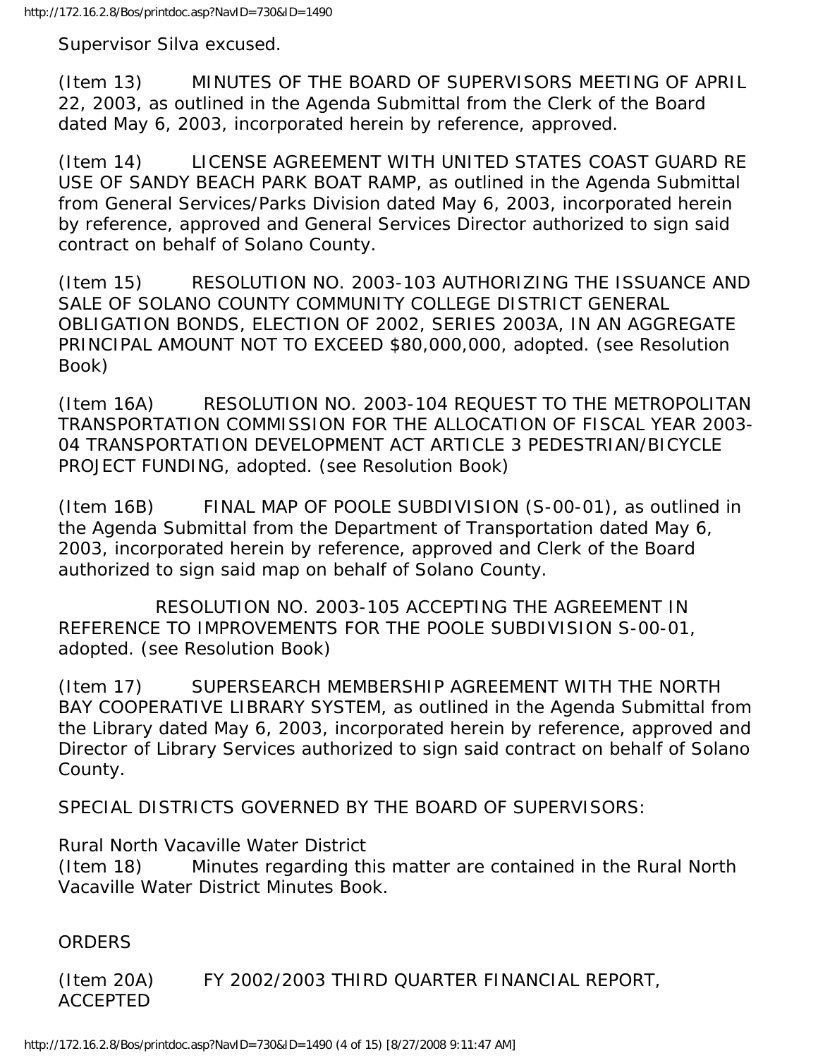Supervisor Silva excused.

(Item 13) MINUTES OF THE BOARD OF SUPERVISORS MEETING OF APRIL 22, 2003, as outlined in the Agenda Submittal from the Clerk of the Board dated May 6, 2003, incorporated herein by reference, approved.

(Item 14) LICENSE AGREEMENT WITH UNITED STATES COAST GUARD RE USE OF SANDY BEACH PARK BOAT RAMP, as outlined in the Agenda Submittal from General Services/Parks Division dated May 6, 2003, incorporated herein by reference, approved and General Services Director authorized to sign said contract on behalf of Solano County.

(Item 15) RESOLUTION NO. 2003-103 AUTHORIZING THE ISSUANCE AND SALE OF SOLANO COUNTY COMMUNITY COLLEGE DISTRICT GENERAL OBLIGATION BONDS, ELECTION OF 2002, SERIES 2003A, IN AN AGGREGATE PRINCIPAL AMOUNT NOT TO EXCEED $80,000,000, adopted. (see Resolution Book)

(Item 16A) RESOLUTION NO. 2003-104 REQUEST TO THE METROPOLITAN TRANSPORTATION COMMISSION FOR THE ALLOCATION OF FISCAL YEAR 2003-04 TRANSPORTATION DEVELOPMENT ACT ARTICLE 3 PEDESTRIAN/BICYCLE PROJECT FUNDING, adopted. (see Resolution Book)

(Item 16B) FINAL MAP OF POOLE SUBDIVISION (S-00-01), as outlined in the Agenda Submittal from the Department of Transportation dated May 6, 2003, incorporated herein by reference, approved and Clerk of the Board authorized to sign said map on behalf of Solano County.

RESOLUTION NO. 2003-105 ACCEPTING THE AGREEMENT IN REFERENCE TO IMPROVEMENTS FOR THE POOLE SUBDIVISION S-00-01, adopted. (see Resolution Book)

(Item 17) SUPERSEARCH MEMBERSHIP AGREEMENT WITH THE NORTH BAY COOPERATIVE LIBRARY SYSTEM, as outlined in the Agenda Submittal from the Library dated May 6, 2003, incorporated herein by reference, approved and Director of Library Services authorized to sign said contract on behalf of Solano County.

SPECIAL DISTRICTS GOVERNED BY THE BOARD OF SUPERVISORS:

Rural North Vacaville Water District
(Item 18) Minutes regarding this matter are contained in the Rural North Vacaville Water District Minutes Book.

ORDERS

(Item 20A) FY 2002/2003 THIRD QUARTER FINANCIAL REPORT, ACCEPTED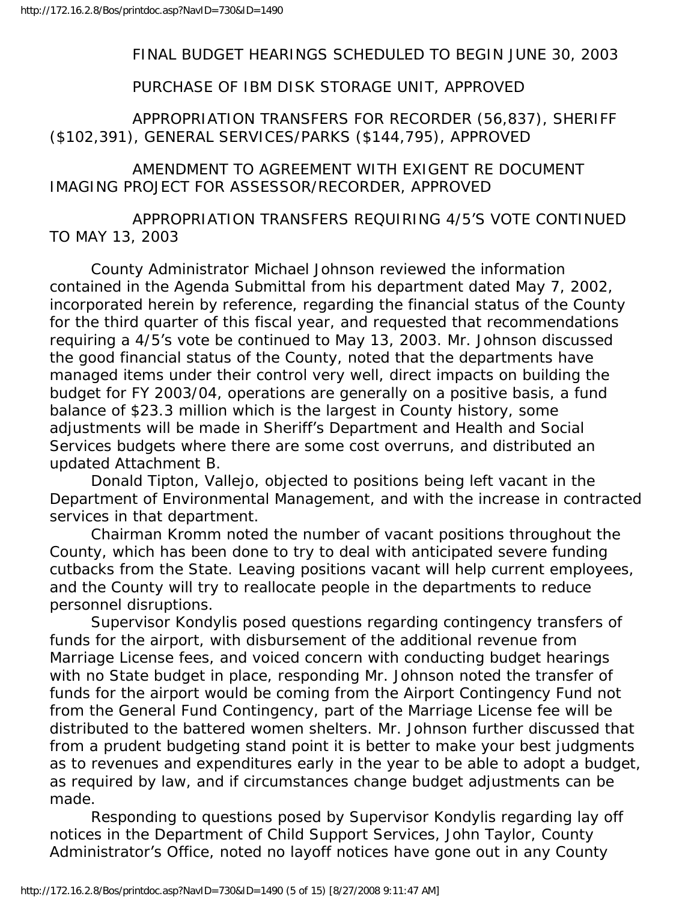FINAL BUDGET HEARINGS SCHEDULED TO BEGIN JUNE 30, 2003

PURCHASE OF IBM DISK STORAGE UNIT, APPROVED

APPROPRIATION TRANSFERS FOR RECORDER (56,837), SHERIFF ($102,391), GENERAL SERVICES/PARKS ($144,795), APPROVED

AMENDMENT TO AGREEMENT WITH EXIGENT RE DOCUMENT IMAGING PROJECT FOR ASSESSOR/RECORDER, APPROVED

APPROPRIATION TRANSFERS REQUIRING 4/5'S VOTE CONTINUED TO MAY 13, 2003

County Administrator Michael Johnson reviewed the information contained in the Agenda Submittal from his department dated May 7, 2002, incorporated herein by reference, regarding the financial status of the County for the third quarter of this fiscal year, and requested that recommendations requiring a 4/5's vote be continued to May 13, 2003. Mr. Johnson discussed the good financial status of the County, noted that the departments have managed items under their control very well, direct impacts on building the budget for FY 2003/04, operations are generally on a positive basis, a fund balance of $23.3 million which is the largest in County history, some adjustments will be made in Sheriff's Department and Health and Social Services budgets where there are some cost overruns, and distributed an updated Attachment B.

Donald Tipton, Vallejo, objected to positions being left vacant in the Department of Environmental Management, and with the increase in contracted services in that department.

Chairman Kromm noted the number of vacant positions throughout the County, which has been done to try to deal with anticipated severe funding cutbacks from the State. Leaving positions vacant will help current employees, and the County will try to reallocate people in the departments to reduce personnel disruptions.

Supervisor Kondylis posed questions regarding contingency transfers of funds for the airport, with disbursement of the additional revenue from Marriage License fees, and voiced concern with conducting budget hearings with no State budget in place, responding Mr. Johnson noted the transfer of funds for the airport would be coming from the Airport Contingency Fund not from the General Fund Contingency, part of the Marriage License fee will be distributed to the battered women shelters. Mr. Johnson further discussed that from a prudent budgeting stand point it is better to make your best judgments as to revenues and expenditures early in the year to be able to adopt a budget, as required by law, and if circumstances change budget adjustments can be made.

Responding to questions posed by Supervisor Kondylis regarding lay off notices in the Department of Child Support Services, John Taylor, County Administrator's Office, noted no layoff notices have gone out in any County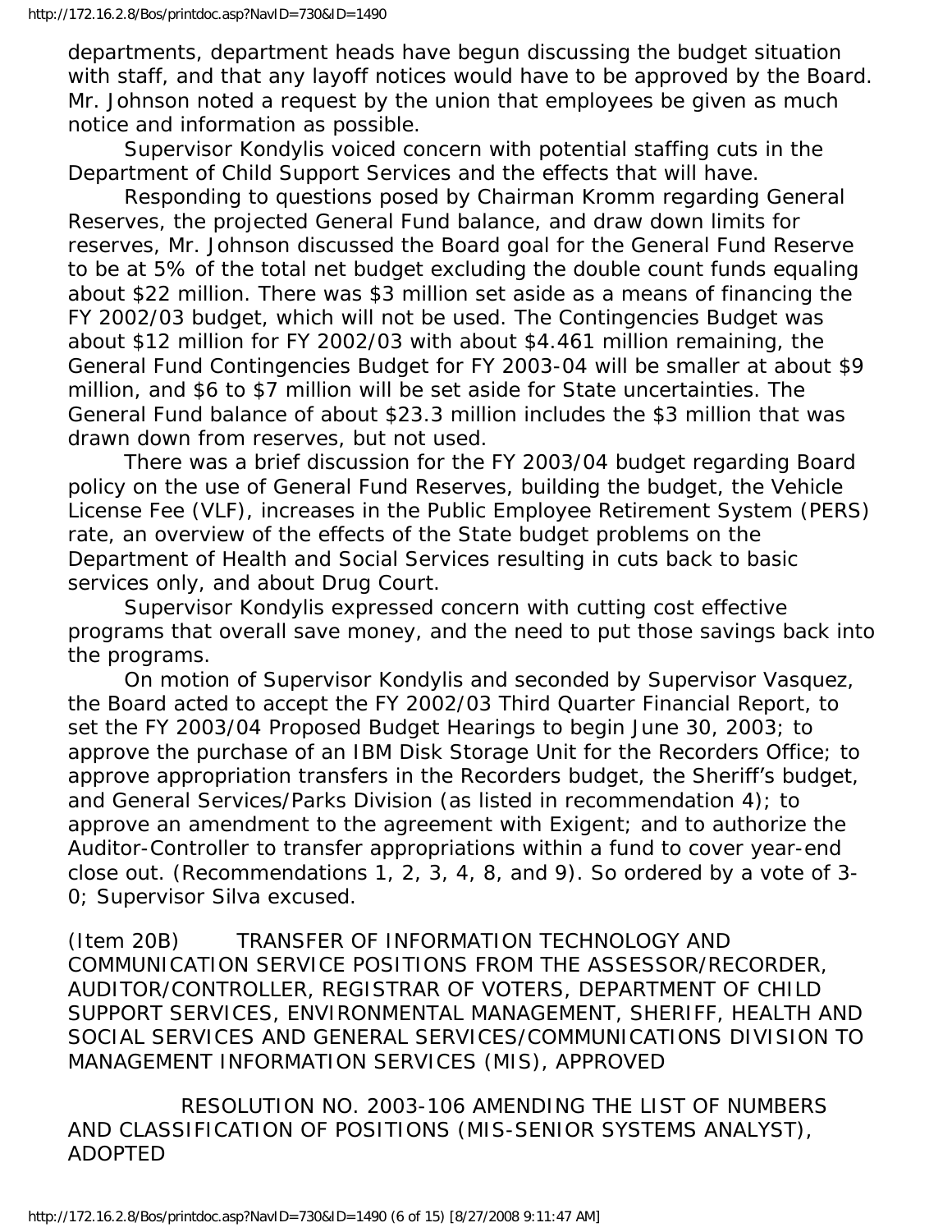departments, department heads have begun discussing the budget situation with staff, and that any layoff notices would have to be approved by the Board. Mr. Johnson noted a request by the union that employees be given as much notice and information as possible.

Supervisor Kondylis voiced concern with potential staffing cuts in the Department of Child Support Services and the effects that will have.

Responding to questions posed by Chairman Kromm regarding General Reserves, the projected General Fund balance, and draw down limits for reserves, Mr. Johnson discussed the Board goal for the General Fund Reserve to be at 5% of the total net budget excluding the double count funds equaling about $22 million. There was $3 million set aside as a means of financing the FY 2002/03 budget, which will not be used. The Contingencies Budget was about $12 million for FY 2002/03 with about $4.461 million remaining, the General Fund Contingencies Budget for FY 2003-04 will be smaller at about $9 million, and $6 to $7 million will be set aside for State uncertainties. The General Fund balance of about $23.3 million includes the $3 million that was drawn down from reserves, but not used.

There was a brief discussion for the FY 2003/04 budget regarding Board policy on the use of General Fund Reserves, building the budget, the Vehicle License Fee (VLF), increases in the Public Employee Retirement System (PERS) rate, an overview of the effects of the State budget problems on the Department of Health and Social Services resulting in cuts back to basic services only, and about Drug Court.

Supervisor Kondylis expressed concern with cutting cost effective programs that overall save money, and the need to put those savings back into the programs.

On motion of Supervisor Kondylis and seconded by Supervisor Vasquez, the Board acted to accept the FY 2002/03 Third Quarter Financial Report, to set the FY 2003/04 Proposed Budget Hearings to begin June 30, 2003; to approve the purchase of an IBM Disk Storage Unit for the Recorders Office; to approve appropriation transfers in the Recorders budget, the Sheriff's budget, and General Services/Parks Division (as listed in recommendation 4); to approve an amendment to the agreement with Exigent; and to authorize the Auditor-Controller to transfer appropriations within a fund to cover year-end close out. (Recommendations 1, 2, 3, 4, 8, and 9). So ordered by a vote of 3-0; Supervisor Silva excused.

(Item 20B) TRANSFER OF INFORMATION TECHNOLOGY AND COMMUNICATION SERVICE POSITIONS FROM THE ASSESSOR/RECORDER, AUDITOR/CONTROLLER, REGISTRAR OF VOTERS, DEPARTMENT OF CHILD SUPPORT SERVICES, ENVIRONMENTAL MANAGEMENT, SHERIFF, HEALTH AND SOCIAL SERVICES AND GENERAL SERVICES/COMMUNICATIONS DIVISION TO MANAGEMENT INFORMATION SERVICES (MIS), APPROVED

RESOLUTION NO. 2003-106 AMENDING THE LIST OF NUMBERS AND CLASSIFICATION OF POSITIONS (MIS-SENIOR SYSTEMS ANALYST), ADOPTED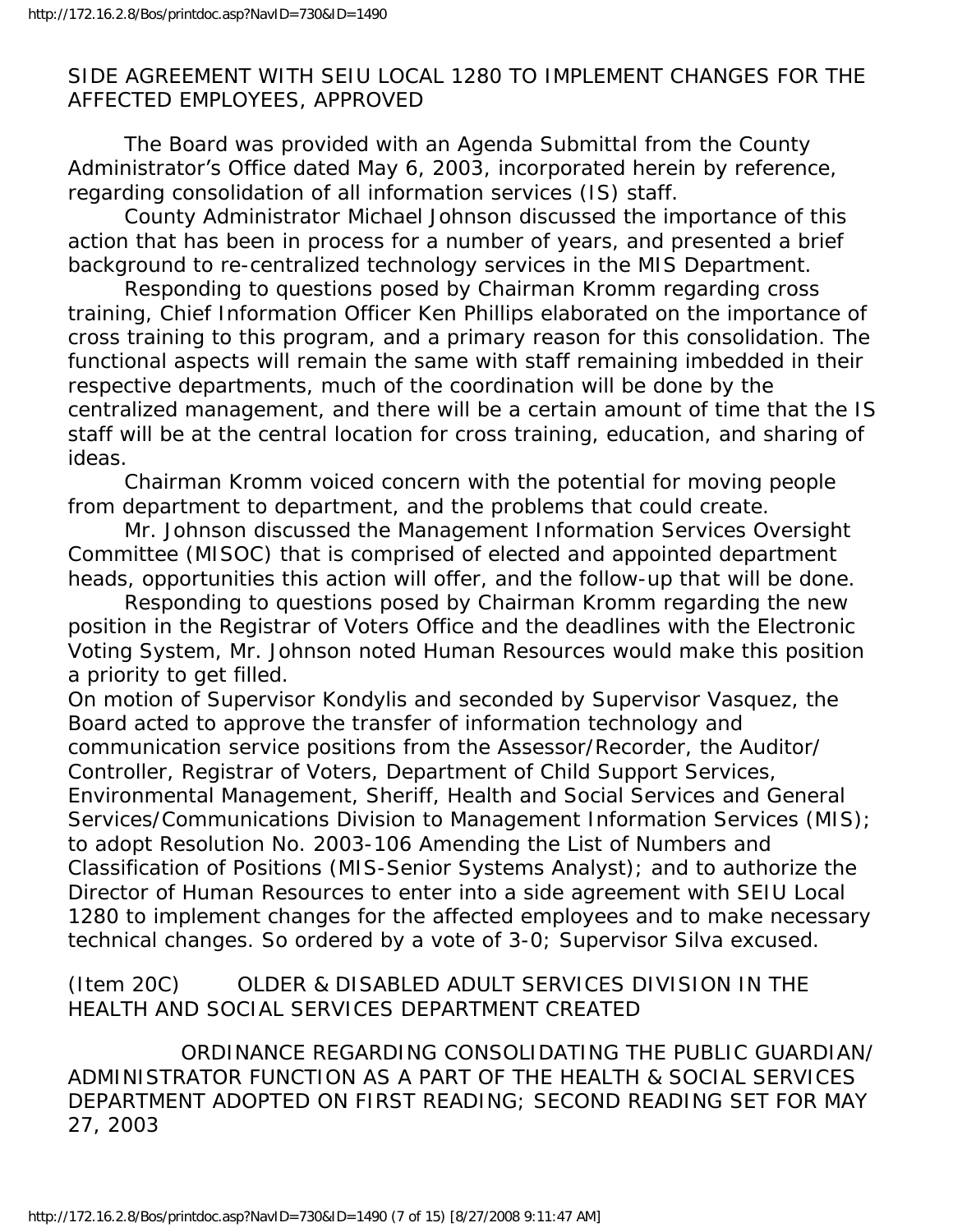SIDE AGREEMENT WITH SEIU LOCAL 1280 TO IMPLEMENT CHANGES FOR THE AFFECTED EMPLOYEES, APPROVED

The Board was provided with an Agenda Submittal from the County Administrator's Office dated May 6, 2003, incorporated herein by reference, regarding consolidation of all information services (IS) staff.

County Administrator Michael Johnson discussed the importance of this action that has been in process for a number of years, and presented a brief background to re-centralized technology services in the MIS Department.

Responding to questions posed by Chairman Kromm regarding cross training, Chief Information Officer Ken Phillips elaborated on the importance of cross training to this program, and a primary reason for this consolidation. The functional aspects will remain the same with staff remaining imbedded in their respective departments, much of the coordination will be done by the centralized management, and there will be a certain amount of time that the IS staff will be at the central location for cross training, education, and sharing of ideas.

Chairman Kromm voiced concern with the potential for moving people from department to department, and the problems that could create.

Mr. Johnson discussed the Management Information Services Oversight Committee (MISOC) that is comprised of elected and appointed department heads, opportunities this action will offer, and the follow-up that will be done.

Responding to questions posed by Chairman Kromm regarding the new position in the Registrar of Voters Office and the deadlines with the Electronic Voting System, Mr. Johnson noted Human Resources would make this position a priority to get filled.

On motion of Supervisor Kondylis and seconded by Supervisor Vasquez, the Board acted to approve the transfer of information technology and communication service positions from the Assessor/Recorder, the Auditor/Controller, Registrar of Voters, Department of Child Support Services, Environmental Management, Sheriff, Health and Social Services and General Services/Communications Division to Management Information Services (MIS); to adopt Resolution No. 2003-106 Amending the List of Numbers and Classification of Positions (MIS-Senior Systems Analyst); and to authorize the Director of Human Resources to enter into a side agreement with SEIU Local 1280 to implement changes for the affected employees and to make necessary technical changes. So ordered by a vote of 3-0; Supervisor Silva excused.

(Item 20C) OLDER & DISABLED ADULT SERVICES DIVISION IN THE HEALTH AND SOCIAL SERVICES DEPARTMENT CREATED

ORDINANCE REGARDING CONSOLIDATING THE PUBLIC GUARDIAN/ADMINISTRATOR FUNCTION AS A PART OF THE HEALTH & SOCIAL SERVICES DEPARTMENT ADOPTED ON FIRST READING; SECOND READING SET FOR MAY 27, 2003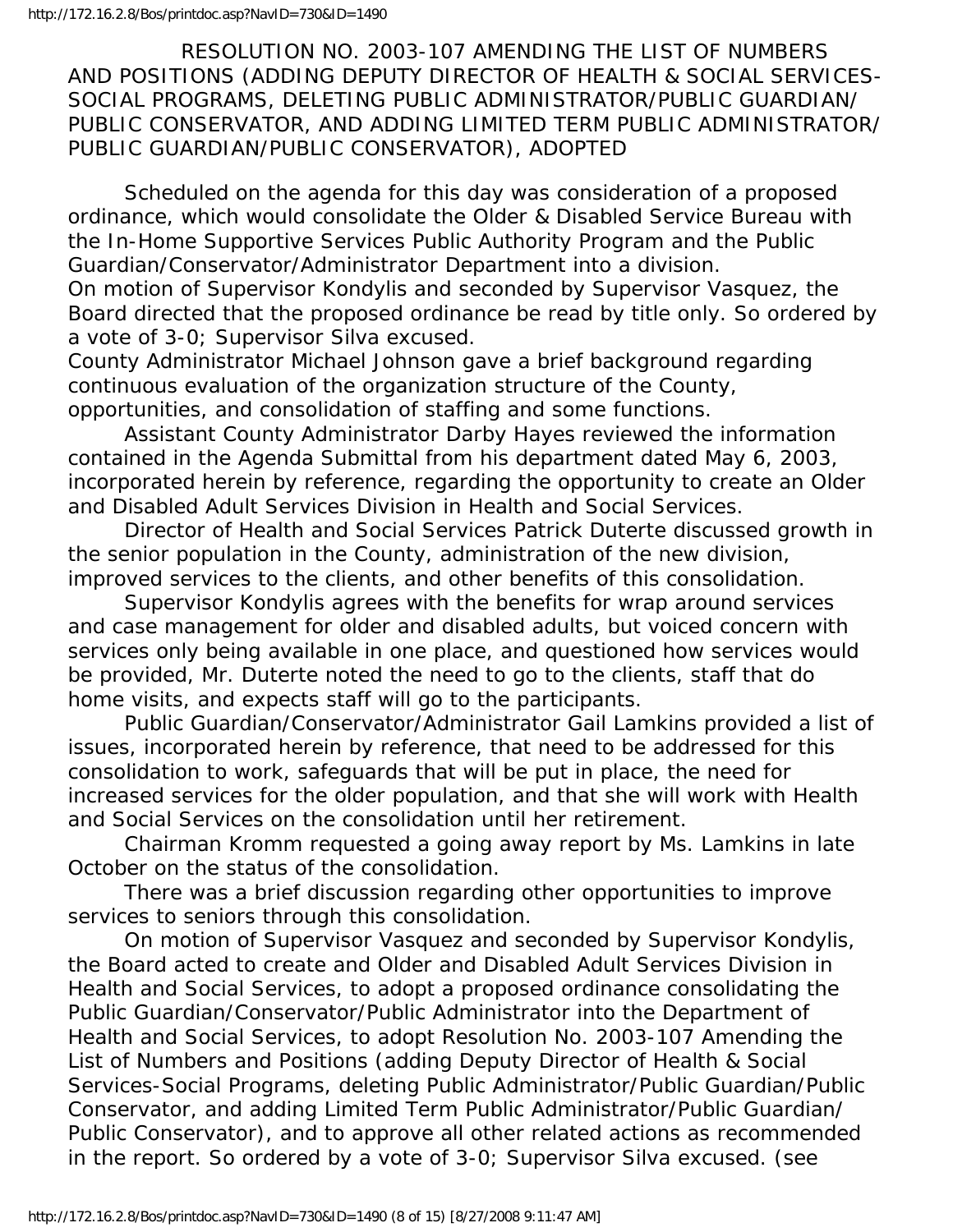RESOLUTION NO. 2003-107 AMENDING THE LIST OF NUMBERS AND POSITIONS (ADDING DEPUTY DIRECTOR OF HEALTH & SOCIAL SERVICES-SOCIAL PROGRAMS, DELETING PUBLIC ADMINISTRATOR/PUBLIC GUARDIAN/ PUBLIC CONSERVATOR, AND ADDING LIMITED TERM PUBLIC ADMINISTRATOR/ PUBLIC GUARDIAN/PUBLIC CONSERVATOR), ADOPTED

Scheduled on the agenda for this day was consideration of a proposed ordinance, which would consolidate the Older & Disabled Service Bureau with the In-Home Supportive Services Public Authority Program and the Public Guardian/Conservator/Administrator Department into a division.

On motion of Supervisor Kondylis and seconded by Supervisor Vasquez, the Board directed that the proposed ordinance be read by title only. So ordered by a vote of 3-0; Supervisor Silva excused.

County Administrator Michael Johnson gave a brief background regarding continuous evaluation of the organization structure of the County, opportunities, and consolidation of staffing and some functions.

Assistant County Administrator Darby Hayes reviewed the information contained in the Agenda Submittal from his department dated May 6, 2003, incorporated herein by reference, regarding the opportunity to create an Older and Disabled Adult Services Division in Health and Social Services.

Director of Health and Social Services Patrick Duterte discussed growth in the senior population in the County, administration of the new division, improved services to the clients, and other benefits of this consolidation.

Supervisor Kondylis agrees with the benefits for wrap around services and case management for older and disabled adults, but voiced concern with services only being available in one place, and questioned how services would be provided, Mr. Duterte noted the need to go to the clients, staff that do home visits, and expects staff will go to the participants.

Public Guardian/Conservator/Administrator Gail Lamkins provided a list of issues, incorporated herein by reference, that need to be addressed for this consolidation to work, safeguards that will be put in place, the need for increased services for the older population, and that she will work with Health and Social Services on the consolidation until her retirement.

Chairman Kromm requested a going away report by Ms. Lamkins in late October on the status of the consolidation.

There was a brief discussion regarding other opportunities to improve services to seniors through this consolidation.

On motion of Supervisor Vasquez and seconded by Supervisor Kondylis, the Board acted to create and Older and Disabled Adult Services Division in Health and Social Services, to adopt a proposed ordinance consolidating the Public Guardian/Conservator/Public Administrator into the Department of Health and Social Services, to adopt Resolution No. 2003-107 Amending the List of Numbers and Positions (adding Deputy Director of Health & Social Services-Social Programs, deleting Public Administrator/Public Guardian/Public Conservator, and adding Limited Term Public Administrator/Public Guardian/ Public Conservator), and to approve all other related actions as recommended in the report. So ordered by a vote of 3-0; Supervisor Silva excused. (see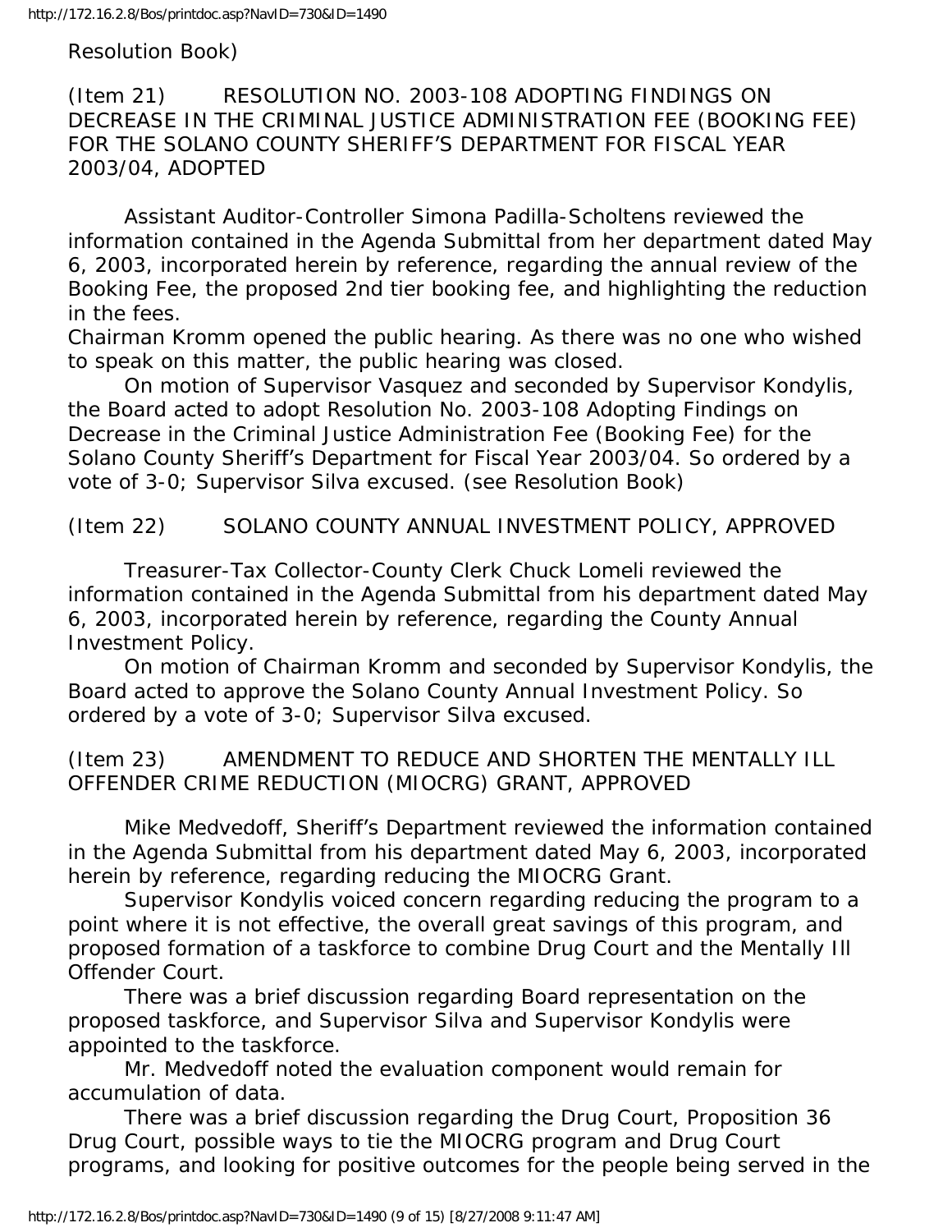Resolution Book)

(Item 21) RESOLUTION NO. 2003-108 ADOPTING FINDINGS ON DECREASE IN THE CRIMINAL JUSTICE ADMINISTRATION FEE (BOOKING FEE) FOR THE SOLANO COUNTY SHERIFF'S DEPARTMENT FOR FISCAL YEAR 2003/04, ADOPTED

Assistant Auditor-Controller Simona Padilla-Scholtens reviewed the information contained in the Agenda Submittal from her department dated May 6, 2003, incorporated herein by reference, regarding the annual review of the Booking Fee, the proposed 2nd tier booking fee, and highlighting the reduction in the fees.

Chairman Kromm opened the public hearing. As there was no one who wished to speak on this matter, the public hearing was closed.

On motion of Supervisor Vasquez and seconded by Supervisor Kondylis, the Board acted to adopt Resolution No. 2003-108 Adopting Findings on Decrease in the Criminal Justice Administration Fee (Booking Fee) for the Solano County Sheriff's Department for Fiscal Year 2003/04. So ordered by a vote of 3-0; Supervisor Silva excused. (see Resolution Book)

(Item 22) SOLANO COUNTY ANNUAL INVESTMENT POLICY, APPROVED

Treasurer-Tax Collector-County Clerk Chuck Lomeli reviewed the information contained in the Agenda Submittal from his department dated May 6, 2003, incorporated herein by reference, regarding the County Annual Investment Policy.

On motion of Chairman Kromm and seconded by Supervisor Kondylis, the Board acted to approve the Solano County Annual Investment Policy. So ordered by a vote of 3-0; Supervisor Silva excused.

(Item 23) AMENDMENT TO REDUCE AND SHORTEN THE MENTALLY ILL OFFENDER CRIME REDUCTION (MIOCRG) GRANT, APPROVED

Mike Medvedoff, Sheriff's Department reviewed the information contained in the Agenda Submittal from his department dated May 6, 2003, incorporated herein by reference, regarding reducing the MIOCRG Grant.

Supervisor Kondylis voiced concern regarding reducing the program to a point where it is not effective, the overall great savings of this program, and proposed formation of a taskforce to combine Drug Court and the Mentally Ill Offender Court.

There was a brief discussion regarding Board representation on the proposed taskforce, and Supervisor Silva and Supervisor Kondylis were appointed to the taskforce.

Mr. Medvedoff noted the evaluation component would remain for accumulation of data.

There was a brief discussion regarding the Drug Court, Proposition 36 Drug Court, possible ways to tie the MIOCRG program and Drug Court programs, and looking for positive outcomes for the people being served in the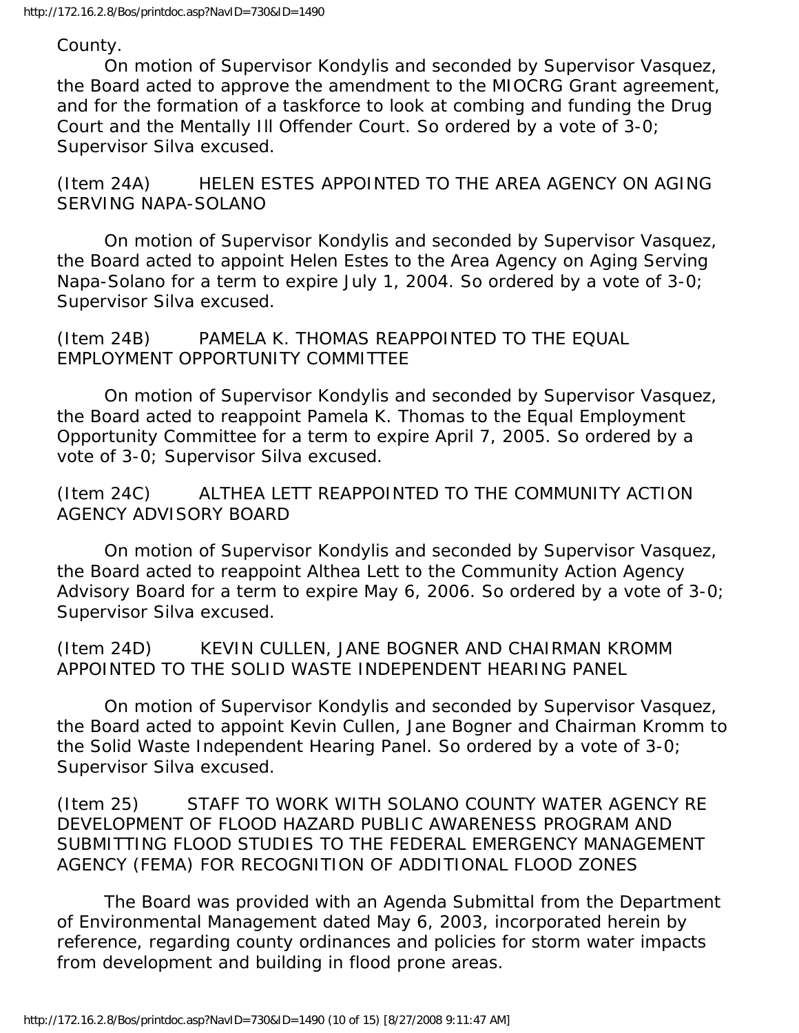County.

On motion of Supervisor Kondylis and seconded by Supervisor Vasquez, the Board acted to approve the amendment to the MIOCRG Grant agreement, and for the formation of a taskforce to look at combing and funding the Drug Court and the Mentally Ill Offender Court. So ordered by a vote of 3-0; Supervisor Silva excused.

(Item 24A) HELEN ESTES APPOINTED TO THE AREA AGENCY ON AGING SERVING NAPA-SOLANO

On motion of Supervisor Kondylis and seconded by Supervisor Vasquez, the Board acted to appoint Helen Estes to the Area Agency on Aging Serving Napa-Solano for a term to expire July 1, 2004. So ordered by a vote of 3-0; Supervisor Silva excused.

(Item 24B) PAMELA K. THOMAS REAPPOINTED TO THE EQUAL EMPLOYMENT OPPORTUNITY COMMITTEE

On motion of Supervisor Kondylis and seconded by Supervisor Vasquez, the Board acted to reappoint Pamela K. Thomas to the Equal Employment Opportunity Committee for a term to expire April 7, 2005. So ordered by a vote of 3-0; Supervisor Silva excused.

(Item 24C) ALTHEA LETT REAPPOINTED TO THE COMMUNITY ACTION AGENCY ADVISORY BOARD

On motion of Supervisor Kondylis and seconded by Supervisor Vasquez, the Board acted to reappoint Althea Lett to the Community Action Agency Advisory Board for a term to expire May 6, 2006. So ordered by a vote of 3-0; Supervisor Silva excused.

(Item 24D) KEVIN CULLEN, JANE BOGNER AND CHAIRMAN KROMM APPOINTED TO THE SOLID WASTE INDEPENDENT HEARING PANEL

On motion of Supervisor Kondylis and seconded by Supervisor Vasquez, the Board acted to appoint Kevin Cullen, Jane Bogner and Chairman Kromm to the Solid Waste Independent Hearing Panel. So ordered by a vote of 3-0; Supervisor Silva excused.

(Item 25) STAFF TO WORK WITH SOLANO COUNTY WATER AGENCY RE DEVELOPMENT OF FLOOD HAZARD PUBLIC AWARENESS PROGRAM AND SUBMITTING FLOOD STUDIES TO THE FEDERAL EMERGENCY MANAGEMENT AGENCY (FEMA) FOR RECOGNITION OF ADDITIONAL FLOOD ZONES

The Board was provided with an Agenda Submittal from the Department of Environmental Management dated May 6, 2003, incorporated herein by reference, regarding county ordinances and policies for storm water impacts from development and building in flood prone areas.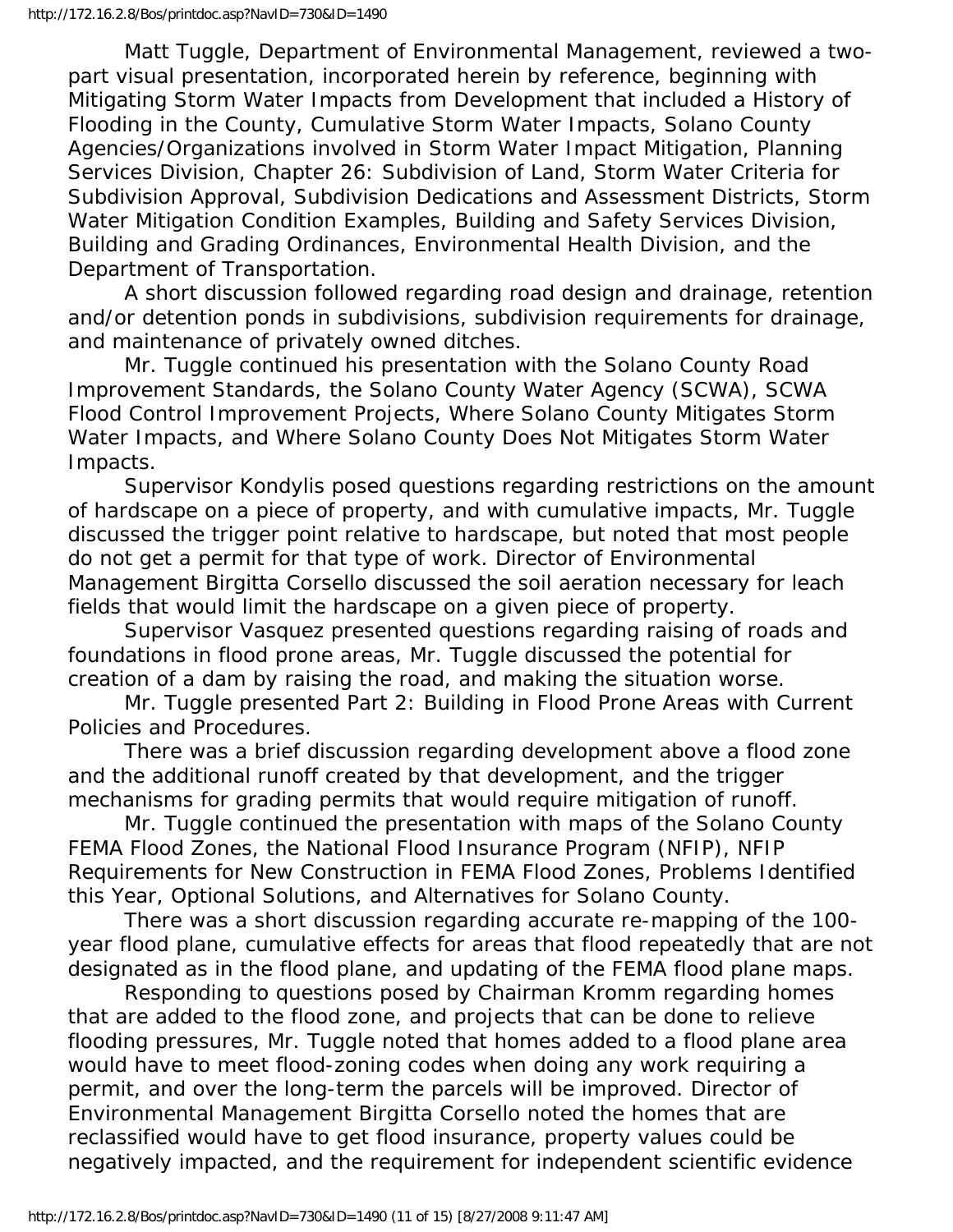Matt Tuggle, Department of Environmental Management, reviewed a two-part visual presentation, incorporated herein by reference, beginning with Mitigating Storm Water Impacts from Development that included a History of Flooding in the County, Cumulative Storm Water Impacts, Solano County Agencies/Organizations involved in Storm Water Impact Mitigation, Planning Services Division, Chapter 26: Subdivision of Land, Storm Water Criteria for Subdivision Approval, Subdivision Dedications and Assessment Districts, Storm Water Mitigation Condition Examples, Building and Safety Services Division, Building and Grading Ordinances, Environmental Health Division, and the Department of Transportation.

A short discussion followed regarding road design and drainage, retention and/or detention ponds in subdivisions, subdivision requirements for drainage, and maintenance of privately owned ditches.

Mr. Tuggle continued his presentation with the Solano County Road Improvement Standards, the Solano County Water Agency (SCWA), SCWA Flood Control Improvement Projects, Where Solano County Mitigates Storm Water Impacts, and Where Solano County Does Not Mitigates Storm Water Impacts.

Supervisor Kondylis posed questions regarding restrictions on the amount of hardscape on a piece of property, and with cumulative impacts, Mr. Tuggle discussed the trigger point relative to hardscape, but noted that most people do not get a permit for that type of work. Director of Environmental Management Birgitta Corsello discussed the soil aeration necessary for leach fields that would limit the hardscape on a given piece of property.

Supervisor Vasquez presented questions regarding raising of roads and foundations in flood prone areas, Mr. Tuggle discussed the potential for creation of a dam by raising the road, and making the situation worse.

Mr. Tuggle presented Part 2: Building in Flood Prone Areas with Current Policies and Procedures.

There was a brief discussion regarding development above a flood zone and the additional runoff created by that development, and the trigger mechanisms for grading permits that would require mitigation of runoff.

Mr. Tuggle continued the presentation with maps of the Solano County FEMA Flood Zones, the National Flood Insurance Program (NFIP), NFIP Requirements for New Construction in FEMA Flood Zones, Problems Identified this Year, Optional Solutions, and Alternatives for Solano County.

There was a short discussion regarding accurate re-mapping of the 100-year flood plane, cumulative effects for areas that flood repeatedly that are not designated as in the flood plane, and updating of the FEMA flood plane maps.

Responding to questions posed by Chairman Kromm regarding homes that are added to the flood zone, and projects that can be done to relieve flooding pressures, Mr. Tuggle noted that homes added to a flood plane area would have to meet flood-zoning codes when doing any work requiring a permit, and over the long-term the parcels will be improved. Director of Environmental Management Birgitta Corsello noted the homes that are reclassified would have to get flood insurance, property values could be negatively impacted, and the requirement for independent scientific evidence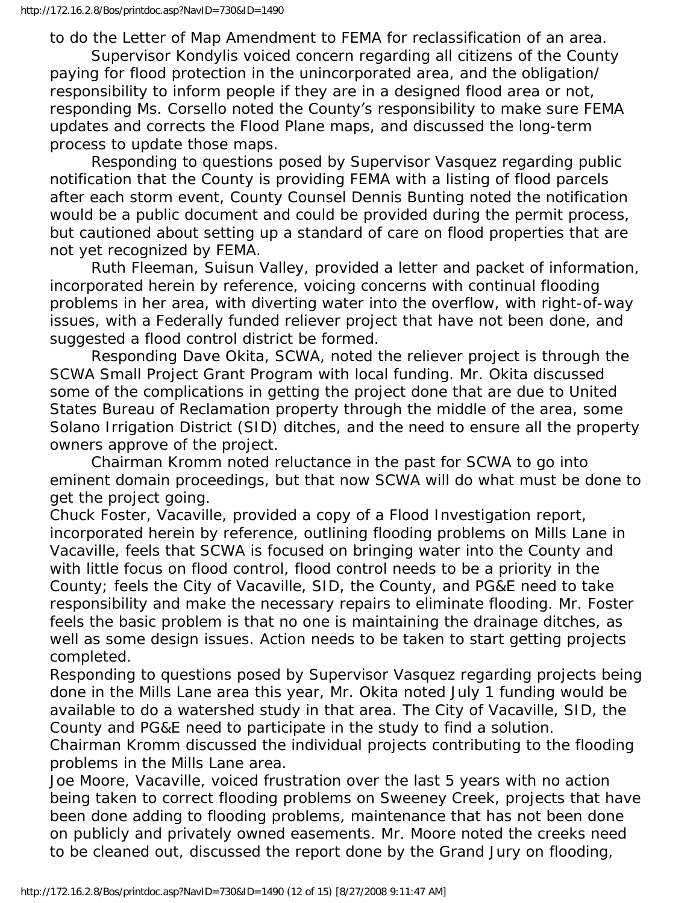to do the Letter of Map Amendment to FEMA for reclassification of an area.

Supervisor Kondylis voiced concern regarding all citizens of the County paying for flood protection in the unincorporated area, and the obligation/ responsibility to inform people if they are in a designed flood area or not, responding Ms. Corsello noted the County's responsibility to make sure FEMA updates and corrects the Flood Plane maps, and discussed the long-term process to update those maps.

Responding to questions posed by Supervisor Vasquez regarding public notification that the County is providing FEMA with a listing of flood parcels after each storm event, County Counsel Dennis Bunting noted the notification would be a public document and could be provided during the permit process, but cautioned about setting up a standard of care on flood properties that are not yet recognized by FEMA.

Ruth Fleeman, Suisun Valley, provided a letter and packet of information, incorporated herein by reference, voicing concerns with continual flooding problems in her area, with diverting water into the overflow, with right-of-way issues, with a Federally funded reliever project that have not been done, and suggested a flood control district be formed.

Responding Dave Okita, SCWA, noted the reliever project is through the SCWA Small Project Grant Program with local funding. Mr. Okita discussed some of the complications in getting the project done that are due to United States Bureau of Reclamation property through the middle of the area, some Solano Irrigation District (SID) ditches, and the need to ensure all the property owners approve of the project.

Chairman Kromm noted reluctance in the past for SCWA to go into eminent domain proceedings, but that now SCWA will do what must be done to get the project going.

Chuck Foster, Vacaville, provided a copy of a Flood Investigation report, incorporated herein by reference, outlining flooding problems on Mills Lane in Vacaville, feels that SCWA is focused on bringing water into the County and with little focus on flood control, flood control needs to be a priority in the County; feels the City of Vacaville, SID, the County, and PG&E need to take responsibility and make the necessary repairs to eliminate flooding. Mr. Foster feels the basic problem is that no one is maintaining the drainage ditches, as well as some design issues. Action needs to be taken to start getting projects completed.

Responding to questions posed by Supervisor Vasquez regarding projects being done in the Mills Lane area this year, Mr. Okita noted July 1 funding would be available to do a watershed study in that area. The City of Vacaville, SID, the County and PG&E need to participate in the study to find a solution.

Chairman Kromm discussed the individual projects contributing to the flooding problems in the Mills Lane area.

Joe Moore, Vacaville, voiced frustration over the last 5 years with no action being taken to correct flooding problems on Sweeney Creek, projects that have been done adding to flooding problems, maintenance that has not been done on publicly and privately owned easements. Mr. Moore noted the creeks need to be cleaned out, discussed the report done by the Grand Jury on flooding,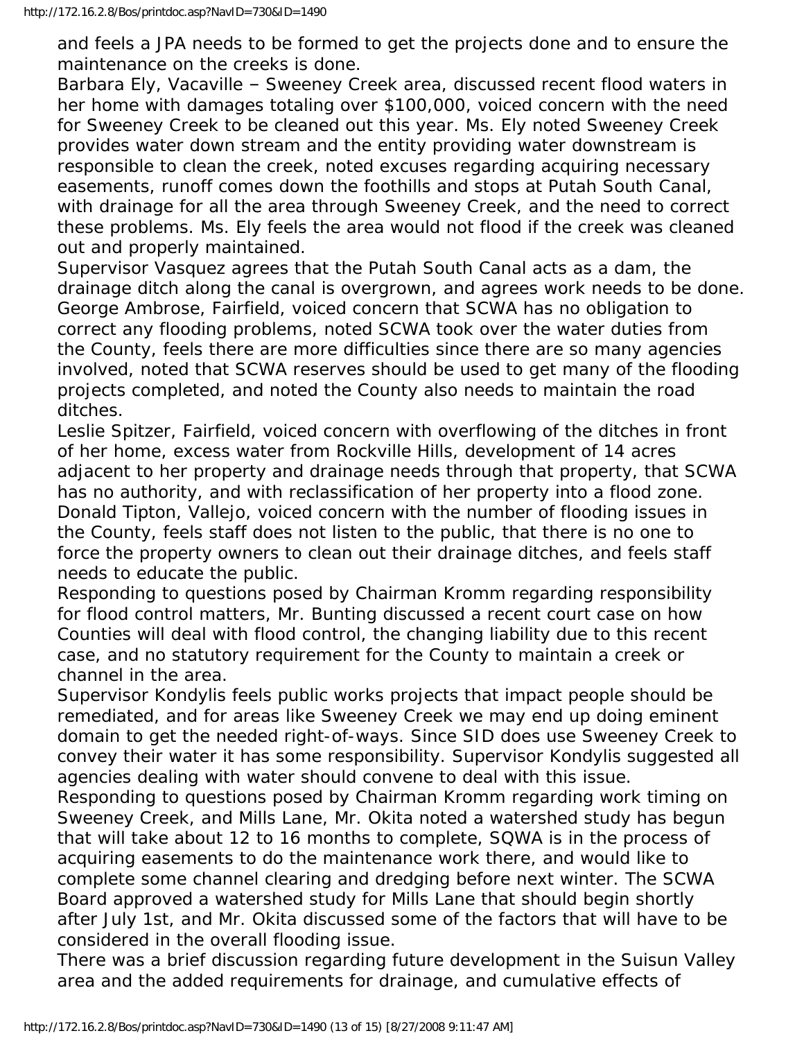and feels a JPA needs to be formed to get the projects done and to ensure the maintenance on the creeks is done.

Barbara Ely, Vacaville – Sweeney Creek area, discussed recent flood waters in her home with damages totaling over $100,000, voiced concern with the need for Sweeney Creek to be cleaned out this year. Ms. Ely noted Sweeney Creek provides water down stream and the entity providing water downstream is responsible to clean the creek, noted excuses regarding acquiring necessary easements, runoff comes down the foothills and stops at Putah South Canal, with drainage for all the area through Sweeney Creek, and the need to correct these problems. Ms. Ely feels the area would not flood if the creek was cleaned out and properly maintained.

Supervisor Vasquez agrees that the Putah South Canal acts as a dam, the drainage ditch along the canal is overgrown, and agrees work needs to be done.

George Ambrose, Fairfield, voiced concern that SCWA has no obligation to correct any flooding problems, noted SCWA took over the water duties from the County, feels there are more difficulties since there are so many agencies involved, noted that SCWA reserves should be used to get many of the flooding projects completed, and noted the County also needs to maintain the road ditches.

Leslie Spitzer, Fairfield, voiced concern with overflowing of the ditches in front of her home, excess water from Rockville Hills, development of 14 acres adjacent to her property and drainage needs through that property, that SCWA has no authority, and with reclassification of her property into a flood zone.

Donald Tipton, Vallejo, voiced concern with the number of flooding issues in the County, feels staff does not listen to the public, that there is no one to force the property owners to clean out their drainage ditches, and feels staff needs to educate the public.

Responding to questions posed by Chairman Kromm regarding responsibility for flood control matters, Mr. Bunting discussed a recent court case on how Counties will deal with flood control, the changing liability due to this recent case, and no statutory requirement for the County to maintain a creek or channel in the area.

Supervisor Kondylis feels public works projects that impact people should be remediated, and for areas like Sweeney Creek we may end up doing eminent domain to get the needed right-of-ways. Since SID does use Sweeney Creek to convey their water it has some responsibility. Supervisor Kondylis suggested all agencies dealing with water should convene to deal with this issue.

Responding to questions posed by Chairman Kromm regarding work timing on Sweeney Creek, and Mills Lane, Mr. Okita noted a watershed study has begun that will take about 12 to 16 months to complete, SQWA is in the process of acquiring easements to do the maintenance work there, and would like to complete some channel clearing and dredging before next winter. The SCWA Board approved a watershed study for Mills Lane that should begin shortly after July 1st, and Mr. Okita discussed some of the factors that will have to be considered in the overall flooding issue.

There was a brief discussion regarding future development in the Suisun Valley area and the added requirements for drainage, and cumulative effects of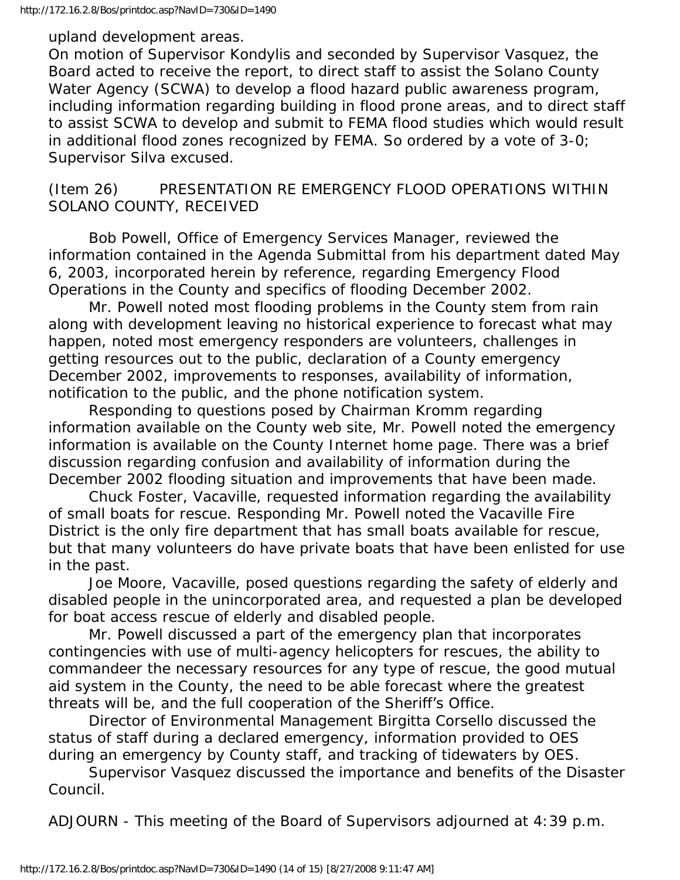upland development areas.

On motion of Supervisor Kondylis and seconded by Supervisor Vasquez, the Board acted to receive the report, to direct staff to assist the Solano County Water Agency (SCWA) to develop a flood hazard public awareness program, including information regarding building in flood prone areas, and to direct staff to assist SCWA to develop and submit to FEMA flood studies which would result in additional flood zones recognized by FEMA. So ordered by a vote of 3-0; Supervisor Silva excused.

(Item 26) PRESENTATION RE EMERGENCY FLOOD OPERATIONS WITHIN SOLANO COUNTY, RECEIVED

Bob Powell, Office of Emergency Services Manager, reviewed the information contained in the Agenda Submittal from his department dated May 6, 2003, incorporated herein by reference, regarding Emergency Flood Operations in the County and specifics of flooding December 2002.

Mr. Powell noted most flooding problems in the County stem from rain along with development leaving no historical experience to forecast what may happen, noted most emergency responders are volunteers, challenges in getting resources out to the public, declaration of a County emergency December 2002, improvements to responses, availability of information, notification to the public, and the phone notification system.

Responding to questions posed by Chairman Kromm regarding information available on the County web site, Mr. Powell noted the emergency information is available on the County Internet home page. There was a brief discussion regarding confusion and availability of information during the December 2002 flooding situation and improvements that have been made.

Chuck Foster, Vacaville, requested information regarding the availability of small boats for rescue. Responding Mr. Powell noted the Vacaville Fire District is the only fire department that has small boats available for rescue, but that many volunteers do have private boats that have been enlisted for use in the past.

Joe Moore, Vacaville, posed questions regarding the safety of elderly and disabled people in the unincorporated area, and requested a plan be developed for boat access rescue of elderly and disabled people.

Mr. Powell discussed a part of the emergency plan that incorporates contingencies with use of multi-agency helicopters for rescues, the ability to commandeer the necessary resources for any type of rescue, the good mutual aid system in the County, the need to be able forecast where the greatest threats will be, and the full cooperation of the Sheriff's Office.

Director of Environmental Management Birgitta Corsello discussed the status of staff during a declared emergency, information provided to OES during an emergency by County staff, and tracking of tidewaters by OES.

Supervisor Vasquez discussed the importance and benefits of the Disaster Council.

ADJOURN - This meeting of the Board of Supervisors adjourned at 4:39 p.m.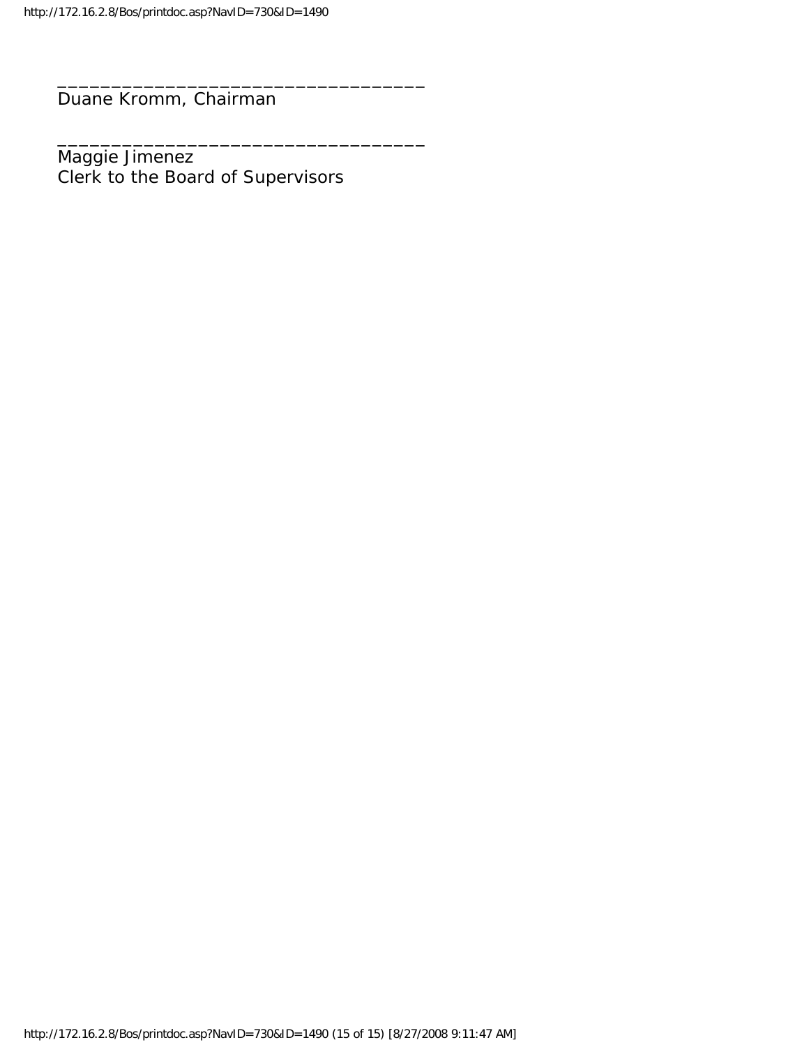_________________________________
Duane Kromm, Chairman

_________________________________
Maggie Jimenez
Clerk to the Board of Supervisors